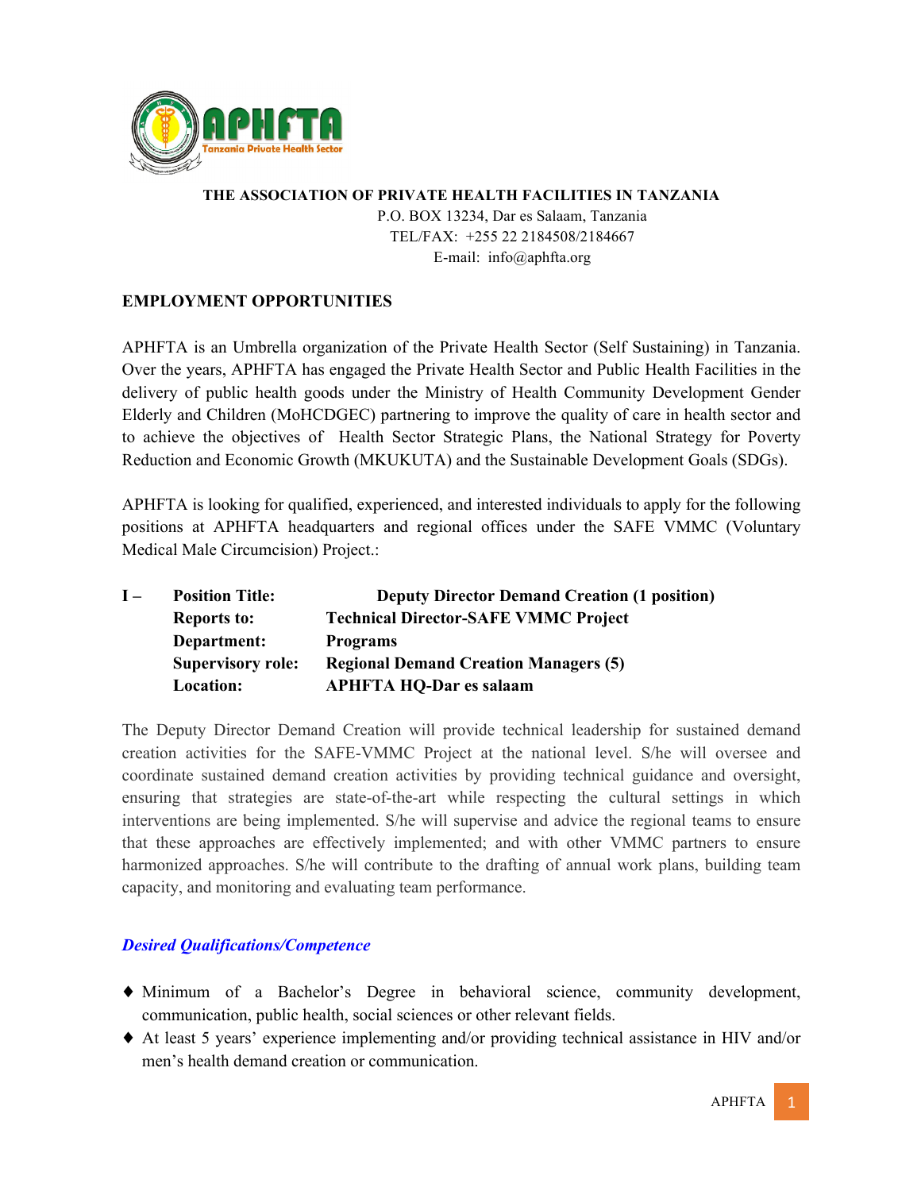**THE ASSOCIATION OF PRIVATE HEALTH FACILITIES IN TANZANIA**

P.O. BOX 13234, Dar es Salaam, Tanzania
TEL/FAX: +255 22 2184508/2184667
E-mail: info@aphfta.org

## EMPLOYMENT OPPORTUNITIES

APHFTA is an Umbrella organization of the Private Health Sector (Self Sustaining) in Tanzania. Over the years, APHFTA has engaged the Private Health Sector and Public Health Facilities in the delivery of public health goods under the Ministry of Health Community Development Gender Elderly and Children (MoHCDGEC) partnering to improve the quality of care in health sector and to achieve the objectives of Health Sector Strategic Plans, the National Strategy for Poverty Reduction and Economic Growth (MKUKUTA) and the Sustainable Development Goals (SDGs).

APHFTA is looking for qualified, experienced, and interested individuals to apply for the following positions at APHFTA headquarters and regional offices under the SAFE VMMC (Voluntary Medical Male Circumcision) Project.:

**I – Position Title: Deputy Director Demand Creation (1 position)**
**Reports to: Technical Director-SAFE VMMC Project**
**Department: Programs**
**Supervisory role: Regional Demand Creation Managers (5)**
**Location: APHFTA HQ-Dar es salaam**

The Deputy Director Demand Creation will provide technical leadership for sustained demand creation activities for the SAFE-VMMC Project at the national level. S/he will oversee and coordinate sustained demand creation activities by providing technical guidance and oversight, ensuring that strategies are state-of-the-art while respecting the cultural settings in which interventions are being implemented. S/he will supervise and advice the regional teams to ensure that these approaches are effectively implemented; and with other VMMC partners to ensure harmonized approaches. S/he will contribute to the drafting of annual work plans, building team capacity, and monitoring and evaluating team performance.

***Desired Qualifications/Competence***

- Minimum of a Bachelor's Degree in behavioral science, community development, communication, public health, social sciences or other relevant fields.
- At least 5 years' experience implementing and/or providing technical assistance in HIV and/or men's health demand creation or communication.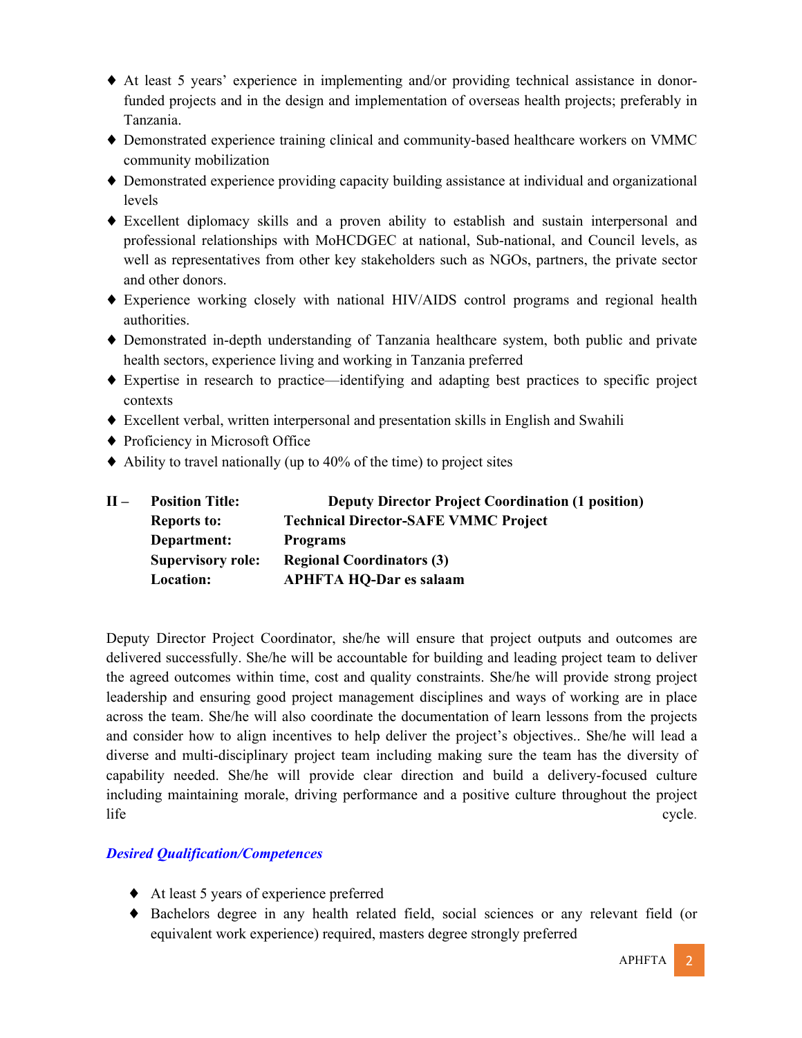- At least 5 years' experience in implementing and/or providing technical assistance in donor-funded projects and in the design and implementation of overseas health projects; preferably in Tanzania.
- Demonstrated experience training clinical and community-based healthcare workers on VMMC community mobilization
- Demonstrated experience providing capacity building assistance at individual and organizational levels
- Excellent diplomacy skills and a proven ability to establish and sustain interpersonal and professional relationships with MoHCDGEC at national, Sub-national, and Council levels, as well as representatives from other key stakeholders such as NGOs, partners, the private sector and other donors.
- Experience working closely with national HIV/AIDS control programs and regional health authorities.
- Demonstrated in-depth understanding of Tanzania healthcare system, both public and private health sectors, experience living and working in Tanzania preferred
- Expertise in research to practice—identifying and adapting best practices to specific project contexts
- Excellent verbal, written interpersonal and presentation skills in English and Swahili
- Proficiency in Microsoft Office
- Ability to travel nationally (up to 40% of the time) to project sites

**II – Position Title:** **Deputy Director Project Coordination (1 position)**
**Reports to:** **Technical Director-SAFE VMMC Project**
**Department:** **Programs**
**Supervisory role:** **Regional Coordinators (3)**
**Location:** **APHFTA HQ-Dar es salaam**

Deputy Director Project Coordinator, she/he will ensure that project outputs and outcomes are delivered successfully. She/he will be accountable for building and leading project team to deliver the agreed outcomes within time, cost and quality constraints. She/he will provide strong project leadership and ensuring good project management disciplines and ways of working are in place across the team. She/he will also coordinate the documentation of learn lessons from the projects and consider how to align incentives to help deliver the project's objectives.. She/he will lead a diverse and multi-disciplinary project team including making sure the team has the diversity of capability needed. She/he will provide clear direction and build a delivery-focused culture including maintaining morale, driving performance and a positive culture throughout the project life cycle.

***Desired Qualification/Competences***

- At least 5 years of experience preferred
- Bachelors degree in any health related field, social sciences or any relevant field (or equivalent work experience) required, masters degree strongly preferred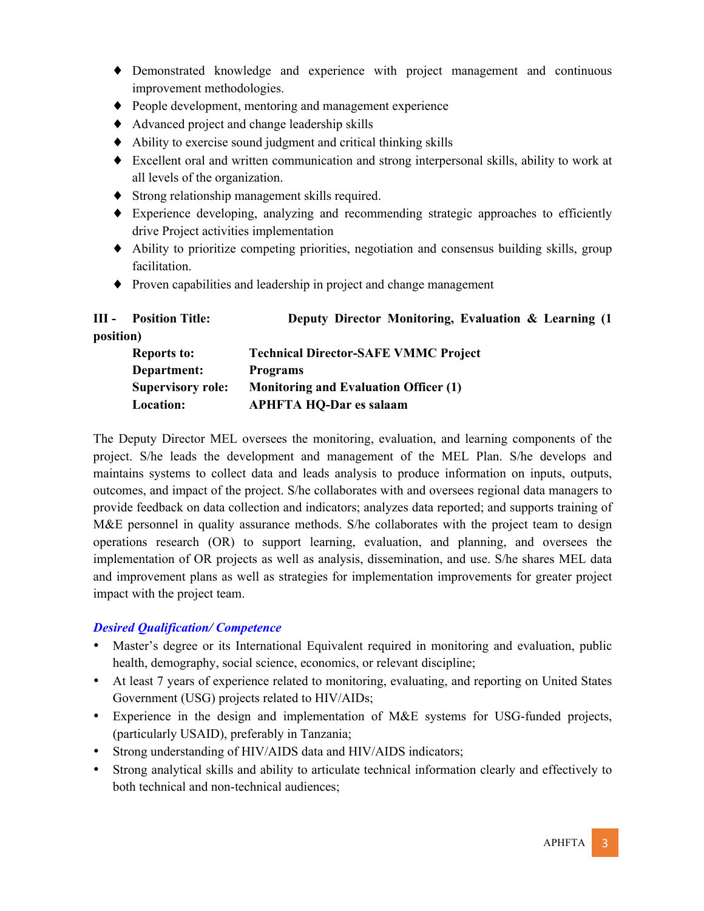- Demonstrated knowledge and experience with project management and continuous improvement methodologies.
- People development, mentoring and management experience
- Advanced project and change leadership skills
- Ability to exercise sound judgment and critical thinking skills
- Excellent oral and written communication and strong interpersonal skills, ability to work at all levels of the organization.
- Strong relationship management skills required.
- Experience developing, analyzing and recommending strategic approaches to efficiently drive Project activities implementation
- Ability to prioritize competing priorities, negotiation and consensus building skills, group facilitation.
- Proven capabilities and leadership in project and change management

**III - Position Title: Deputy Director Monitoring, Evaluation & Learning (1 position)**

**Reports to:** **Technical Director-SAFE VMMC Project**
**Department:** **Programs**
**Supervisory role:** **Monitoring and Evaluation Officer (1)**
**Location:** **APHFTA HQ-Dar es salaam**

The Deputy Director MEL oversees the monitoring, evaluation, and learning components of the project. S/he leads the development and management of the MEL Plan. S/he develops and maintains systems to collect data and leads analysis to produce information on inputs, outputs, outcomes, and impact of the project. S/he collaborates with and oversees regional data managers to provide feedback on data collection and indicators; analyzes data reported; and supports training of M&E personnel in quality assurance methods. S/he collaborates with the project team to design operations research (OR) to support learning, evaluation, and planning, and oversees the implementation of OR projects as well as analysis, dissemination, and use. S/he shares MEL data and improvement plans as well as strategies for implementation improvements for greater project impact with the project team.

***Desired Qualification/ Competence***

- Master's degree or its International Equivalent required in monitoring and evaluation, public health, demography, social science, economics, or relevant discipline;
- At least 7 years of experience related to monitoring, evaluating, and reporting on United States Government (USG) projects related to HIV/AIDs;
- Experience in the design and implementation of M&E systems for USG-funded projects, (particularly USAID), preferably in Tanzania;
- Strong understanding of HIV/AIDS data and HIV/AIDS indicators;
- Strong analytical skills and ability to articulate technical information clearly and effectively to both technical and non-technical audiences;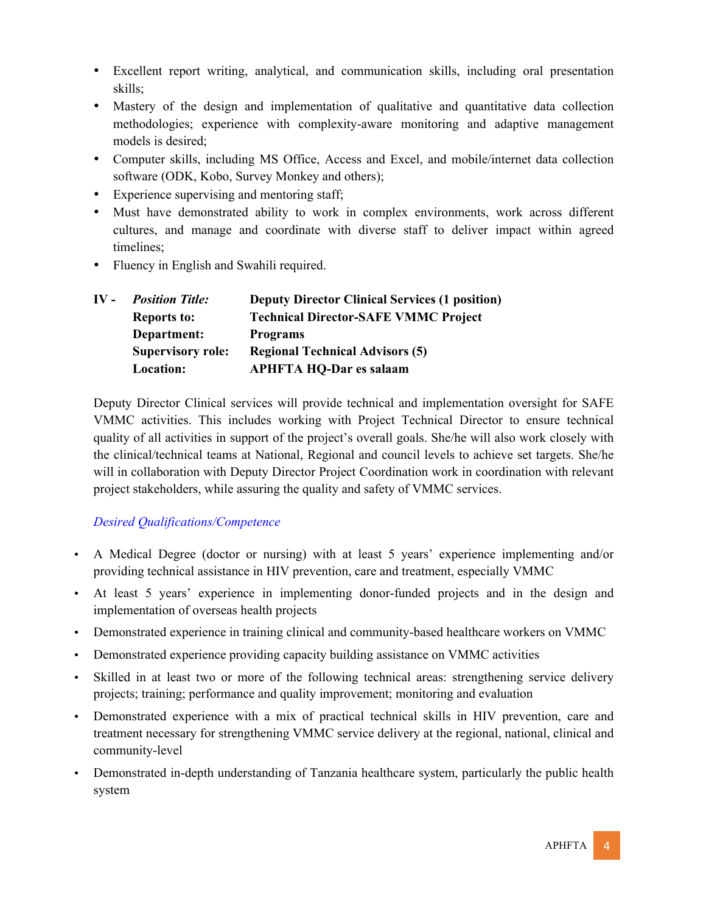- Excellent report writing, analytical, and communication skills, including oral presentation skills;
- Mastery of the design and implementation of qualitative and quantitative data collection methodologies; experience with complexity-aware monitoring and adaptive management models is desired;
- Computer skills, including MS Office, Access and Excel, and mobile/internet data collection software (ODK, Kobo, Survey Monkey and others);
- Experience supervising and mentoring staff;
- Must have demonstrated ability to work in complex environments, work across different cultures, and manage and coordinate with diverse staff to deliver impact within agreed timelines;
- Fluency in English and Swahili required.

**IV -** ***Position Title:*** **Deputy Director Clinical Services (1 position)**
**Reports to:** **Technical Director-SAFE VMMC Project**
**Department:** **Programs**
**Supervisory role:** **Regional Technical Advisors (5)**
**Location:** **APHFTA HQ-Dar es salaam**

Deputy Director Clinical services will provide technical and implementation oversight for SAFE VMMC activities. This includes working with Project Technical Director to ensure technical quality of all activities in support of the project's overall goals. She/he will also work closely with the clinical/technical teams at National, Regional and council levels to achieve set targets. She/he will in collaboration with Deputy Director Project Coordination work in coordination with relevant project stakeholders, while assuring the quality and safety of VMMC services.

*Desired Qualifications/Competence*

- A Medical Degree (doctor or nursing) with at least 5 years' experience implementing and/or providing technical assistance in HIV prevention, care and treatment, especially VMMC
- At least 5 years' experience in implementing donor-funded projects and in the design and implementation of overseas health projects
- Demonstrated experience in training clinical and community-based healthcare workers on VMMC
- Demonstrated experience providing capacity building assistance on VMMC activities
- Skilled in at least two or more of the following technical areas: strengthening service delivery projects; training; performance and quality improvement; monitoring and evaluation
- Demonstrated experience with a mix of practical technical skills in HIV prevention, care and treatment necessary for strengthening VMMC service delivery at the regional, national, clinical and community-level
- Demonstrated in-depth understanding of Tanzania healthcare system, particularly the public health system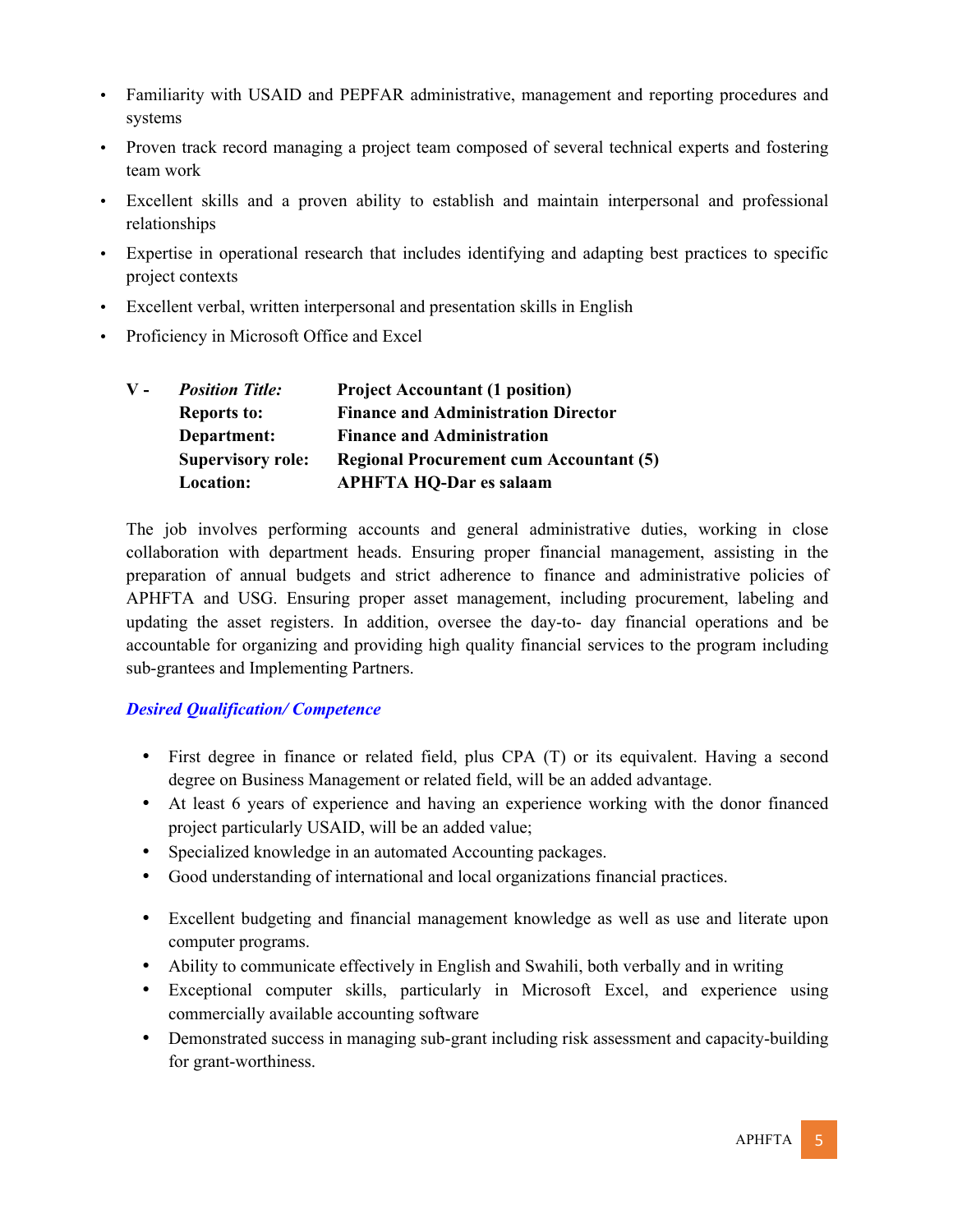- Familiarity with USAID and PEPFAR administrative, management and reporting procedures and systems
- Proven track record managing a project team composed of several technical experts and fostering team work
- Excellent skills and a proven ability to establish and maintain interpersonal and professional relationships
- Expertise in operational research that includes identifying and adapting best practices to specific project contexts
- Excellent verbal, written interpersonal and presentation skills in English
- Proficiency in Microsoft Office and Excel

| V - | *Position Title:* | **Project Accountant (1 position)** |
|---|---|---|
| | **Reports to:** | **Finance and Administration Director** |
| | **Department:** | **Finance and Administration** |
| | **Supervisory role:** | **Regional Procurement cum Accountant (5)** |
| | **Location:** | **APHFTA HQ-Dar es salaam** |

The job involves performing accounts and general administrative duties, working in close collaboration with department heads. Ensuring proper financial management, assisting in the preparation of annual budgets and strict adherence to finance and administrative policies of APHFTA and USG. Ensuring proper asset management, including procurement, labeling and updating the asset registers. In addition, oversee the day-to- day financial operations and be accountable for organizing and providing high quality financial services to the program including sub-grantees and Implementing Partners.

***Desired Qualification/ Competence***

- First degree in finance or related field, plus CPA (T) or its equivalent. Having a second degree on Business Management or related field, will be an added advantage.
- At least 6 years of experience and having an experience working with the donor financed project particularly USAID, will be an added value;
- Specialized knowledge in an automated Accounting packages.
- Good understanding of international and local organizations financial practices.
- Excellent budgeting and financial management knowledge as well as use and literate upon computer programs.
- Ability to communicate effectively in English and Swahili, both verbally and in writing
- Exceptional computer skills, particularly in Microsoft Excel, and experience using commercially available accounting software
- Demonstrated success in managing sub-grant including risk assessment and capacity-building for grant-worthiness.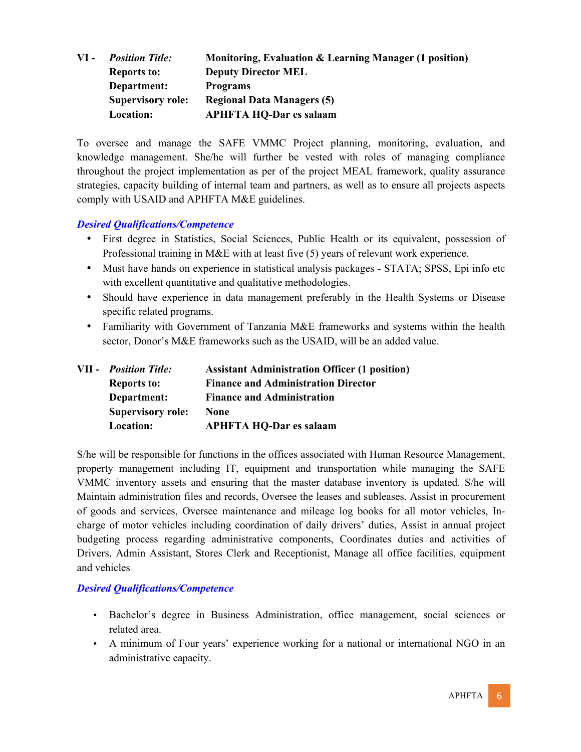**VI -** ***Position Title:*** **Monitoring, Evaluation & Learning Manager (1 position)**
**Reports to:** **Deputy Director MEL**
**Department:** **Programs**
**Supervisory role:** **Regional Data Managers (5)**
**Location:** **APHFTA HQ-Dar es salaam**

To oversee and manage the SAFE VMMC Project planning, monitoring, evaluation, and knowledge management. She/he will further be vested with roles of managing compliance throughout the project implementation as per of the project MEAL framework, quality assurance strategies, capacity building of internal team and partners, as well as to ensure all projects aspects comply with USAID and APHFTA M&E guidelines.

***Desired Qualifications/Competence***

- First degree in Statistics, Social Sciences, Public Health or its equivalent, possession of Professional training in M&E with at least five (5) years of relevant work experience.
- Must have hands on experience in statistical analysis packages - STATA; SPSS, Epi info etc with excellent quantitative and qualitative methodologies.
- Should have experience in data management preferably in the Health Systems or Disease specific related programs.
- Familiarity with Government of Tanzania M&E frameworks and systems within the health sector, Donor's M&E frameworks such as the USAID, will be an added value.

**VII -** ***Position Title:*** **Assistant Administration Officer (1 position)**
**Reports to:** **Finance and Administration Director**
**Department:** **Finance and Administration**
**Supervisory role:** **None**
**Location:** **APHFTA HQ-Dar es salaam**

S/he will be responsible for functions in the offices associated with Human Resource Management, property management including IT, equipment and transportation while managing the SAFE VMMC inventory assets and ensuring that the master database inventory is updated. S/he will Maintain administration files and records, Oversee the leases and subleases, Assist in procurement of goods and services, Oversee maintenance and mileage log books for all motor vehicles, In-charge of motor vehicles including coordination of daily drivers' duties, Assist in annual project budgeting process regarding administrative components, Coordinates duties and activities of Drivers, Admin Assistant, Stores Clerk and Receptionist, Manage all office facilities, equipment and vehicles

***Desired Qualifications/Competence***

- Bachelor's degree in Business Administration, office management, social sciences or related area.
- A minimum of Four years' experience working for a national or international NGO in an administrative capacity.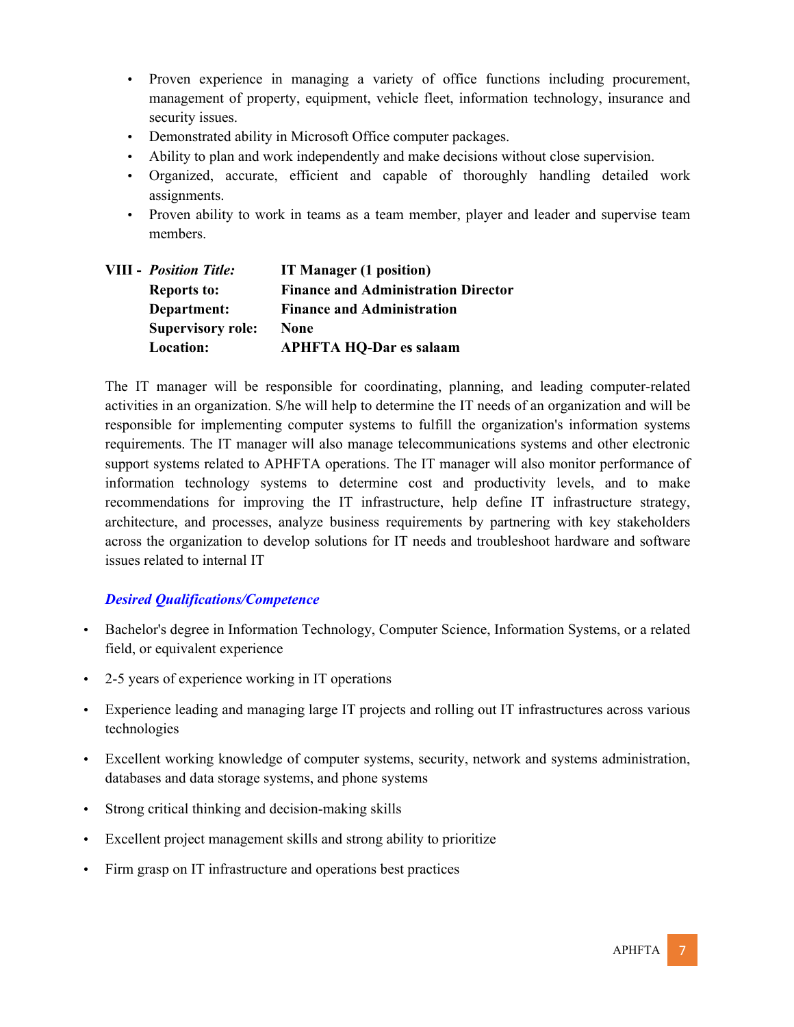- Proven experience in managing a variety of office functions including procurement, management of property, equipment, vehicle fleet, information technology, insurance and security issues.
- Demonstrated ability in Microsoft Office computer packages.
- Ability to plan and work independently and make decisions without close supervision.
- Organized, accurate, efficient and capable of thoroughly handling detailed work assignments.
- Proven ability to work in teams as a team member, player and leader and supervise team members.

**VIII -** ***Position Title:*** **IT Manager (1 position)**
**Reports to:** **Finance and Administration Director**
**Department:** **Finance and Administration**
**Supervisory role:** **None**
**Location:** **APHFTA HQ-Dar es salaam**

The IT manager will be responsible for coordinating, planning, and leading computer-related activities in an organization. S/he will help to determine the IT needs of an organization and will be responsible for implementing computer systems to fulfill the organization's information systems requirements. The IT manager will also manage telecommunications systems and other electronic support systems related to APHFTA operations. The IT manager will also monitor performance of information technology systems to determine cost and productivity levels, and to make recommendations for improving the IT infrastructure, help define IT infrastructure strategy, architecture, and processes, analyze business requirements by partnering with key stakeholders across the organization to develop solutions for IT needs and troubleshoot hardware and software issues related to internal IT

***Desired Qualifications/Competence***

- Bachelor's degree in Information Technology, Computer Science, Information Systems, or a related field, or equivalent experience
- 2-5 years of experience working in IT operations
- Experience leading and managing large IT projects and rolling out IT infrastructures across various technologies
- Excellent working knowledge of computer systems, security, network and systems administration, databases and data storage systems, and phone systems
- Strong critical thinking and decision-making skills
- Excellent project management skills and strong ability to prioritize
- Firm grasp on IT infrastructure and operations best practices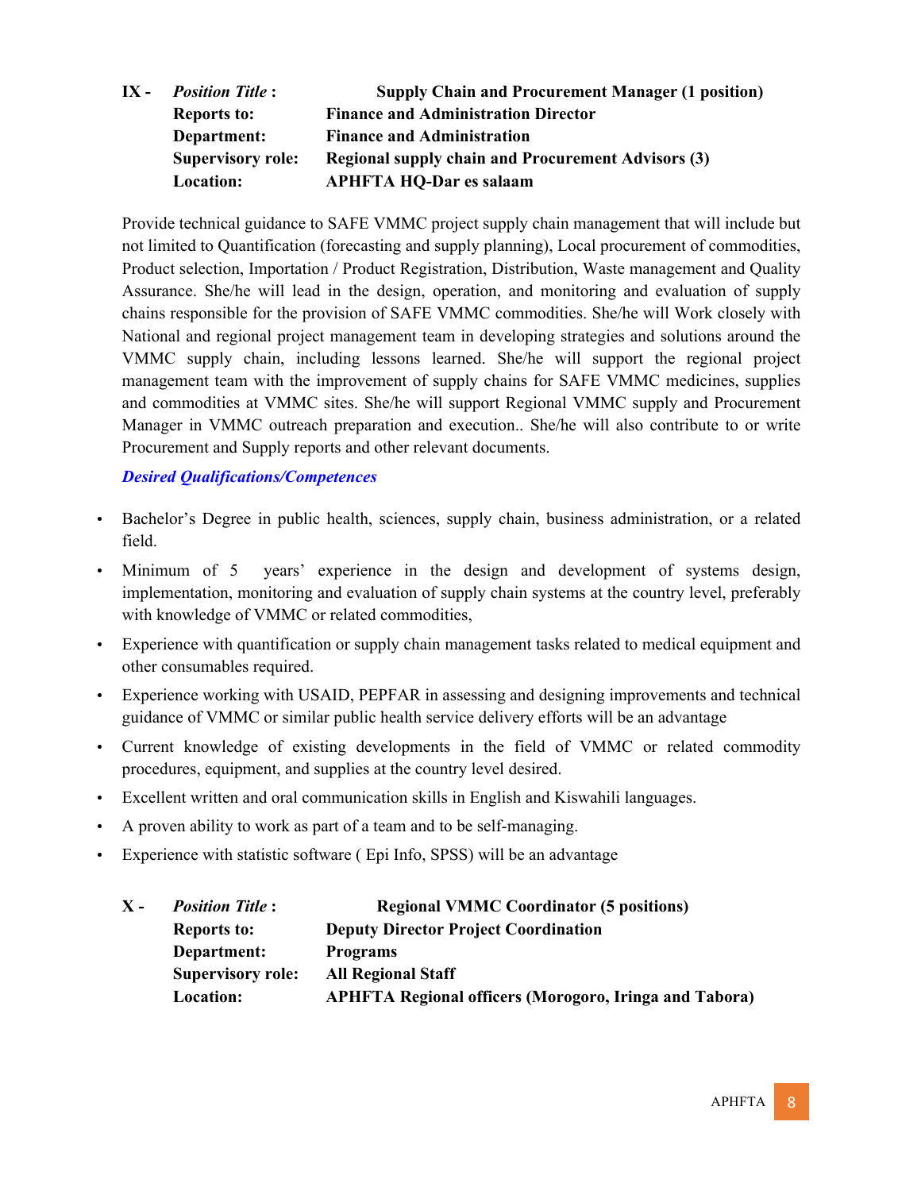**IX -** ***Position Title*** **:** **Supply Chain and Procurement Manager (1 position)**
**Reports to:** **Finance and Administration Director**
**Department:** **Finance and Administration**
**Supervisory role:** **Regional supply chain and Procurement Advisors (3)**
**Location:** **APHFTA HQ-Dar es salaam**

Provide technical guidance to SAFE VMMC project supply chain management that will include but not limited to Quantification (forecasting and supply planning), Local procurement of commodities, Product selection, Importation / Product Registration, Distribution, Waste management and Quality Assurance. She/he will lead in the design, operation, and monitoring and evaluation of supply chains responsible for the provision of SAFE VMMC commodities. She/he will Work closely with National and regional project management team in developing strategies and solutions around the VMMC supply chain, including lessons learned. She/he will support the regional project management team with the improvement of supply chains for SAFE VMMC medicines, supplies and commodities at VMMC sites. She/he will support Regional VMMC supply and Procurement Manager in VMMC outreach preparation and execution.. She/he will also contribute to or write Procurement and Supply reports and other relevant documents.

***Desired Qualifications/Competences***

- Bachelor's Degree in public health, sciences, supply chain, business administration, or a related field.
- Minimum of 5 years' experience in the design and development of systems design, implementation, monitoring and evaluation of supply chain systems at the country level, preferably with knowledge of VMMC or related commodities,
- Experience with quantification or supply chain management tasks related to medical equipment and other consumables required.
- Experience working with USAID, PEPFAR in assessing and designing improvements and technical guidance of VMMC or similar public health service delivery efforts will be an advantage
- Current knowledge of existing developments in the field of VMMC or related commodity procedures, equipment, and supplies at the country level desired.
- Excellent written and oral communication skills in English and Kiswahili languages.
- A proven ability to work as part of a team and to be self-managing.
- Experience with statistic software ( Epi Info, SPSS) will be an advantage

**X -** ***Position Title*** **:** **Regional VMMC Coordinator (5 positions)**
**Reports to:** **Deputy Director Project Coordination**
**Department:** **Programs**
**Supervisory role:** **All Regional Staff**
**Location:** **APHFTA Regional officers (Morogoro, Iringa and Tabora)**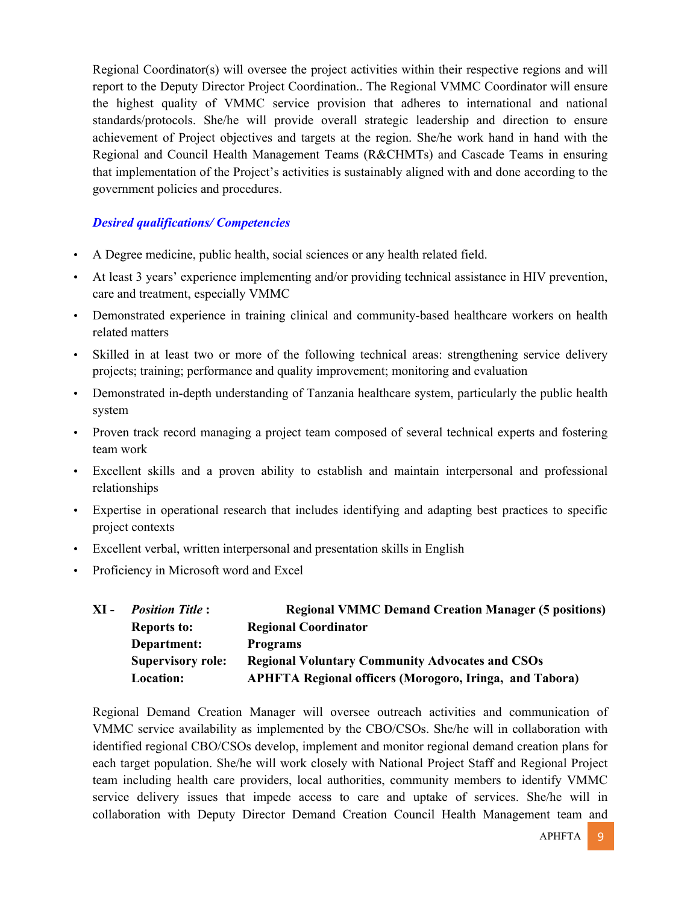Regional Coordinator(s) will oversee the project activities within their respective regions and will report to the Deputy Director Project Coordination.. The Regional VMMC Coordinator will ensure the highest quality of VMMC service provision that adheres to international and national standards/protocols. She/he will provide overall strategic leadership and direction to ensure achievement of Project objectives and targets at the region. She/he work hand in hand with the Regional and Council Health Management Teams (R&CHMTs) and Cascade Teams in ensuring that implementation of the Project's activities is sustainably aligned with and done according to the government policies and procedures.

***Desired qualifications/ Competencies***

- A Degree medicine, public health, social sciences or any health related field.
- At least 3 years' experience implementing and/or providing technical assistance in HIV prevention, care and treatment, especially VMMC
- Demonstrated experience in training clinical and community-based healthcare workers on health related matters
- Skilled in at least two or more of the following technical areas: strengthening service delivery projects; training; performance and quality improvement; monitoring and evaluation
- Demonstrated in-depth understanding of Tanzania healthcare system, particularly the public health system
- Proven track record managing a project team composed of several technical experts and fostering team work
- Excellent skills and a proven ability to establish and maintain interpersonal and professional relationships
- Expertise in operational research that includes identifying and adapting best practices to specific project contexts
- Excellent verbal, written interpersonal and presentation skills in English
- Proficiency in Microsoft word and Excel

**XI -** ***Position Title*** **: Regional VMMC Demand Creation Manager (5 positions)**
**Reports to: Regional Coordinator**
**Department: Programs**
**Supervisory role: Regional Voluntary Community Advocates and CSOs**
**Location: APHFTA Regional officers (Morogoro, Iringa, and Tabora)**

Regional Demand Creation Manager will oversee outreach activities and communication of VMMC service availability as implemented by the CBO/CSOs. She/he will in collaboration with identified regional CBO/CSOs develop, implement and monitor regional demand creation plans for each target population. She/he will work closely with National Project Staff and Regional Project team including health care providers, local authorities, community members to identify VMMC service delivery issues that impede access to care and uptake of services. She/he will in collaboration with Deputy Director Demand Creation Council Health Management team and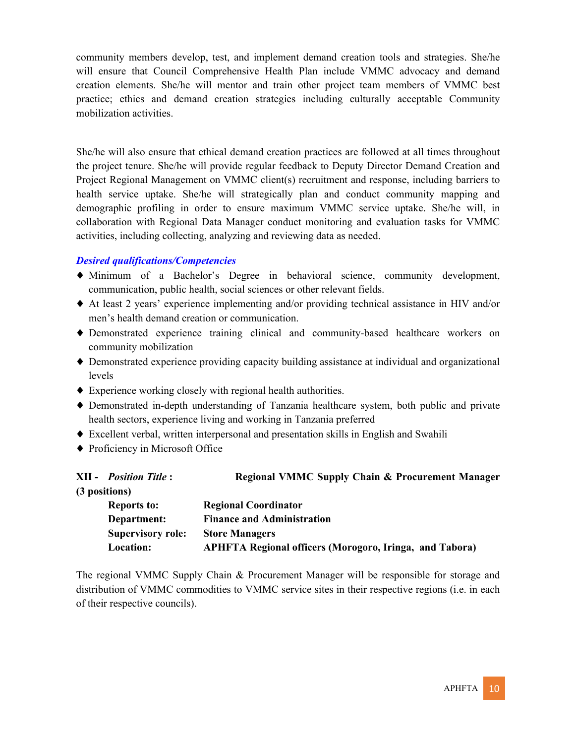community members develop, test, and implement demand creation tools and strategies. She/he will ensure that Council Comprehensive Health Plan include VMMC advocacy and demand creation elements. She/he will mentor and train other project team members of VMMC best practice; ethics and demand creation strategies including culturally acceptable Community mobilization activities.

She/he will also ensure that ethical demand creation practices are followed at all times throughout the project tenure. She/he will provide regular feedback to Deputy Director Demand Creation and Project Regional Management on VMMC client(s) recruitment and response, including barriers to health service uptake. She/he will strategically plan and conduct community mapping and demographic profiling in order to ensure maximum VMMC service uptake. She/he will, in collaboration with Regional Data Manager conduct monitoring and evaluation tasks for VMMC activities, including collecting, analyzing and reviewing data as needed.

***Desired qualifications/Competencies***

- Minimum of a Bachelor's Degree in behavioral science, community development, communication, public health, social sciences or other relevant fields.
- At least 2 years' experience implementing and/or providing technical assistance in HIV and/or men's health demand creation or communication.
- Demonstrated experience training clinical and community-based healthcare workers on community mobilization
- Demonstrated experience providing capacity building assistance at individual and organizational levels
- Experience working closely with regional health authorities.
- Demonstrated in-depth understanding of Tanzania healthcare system, both public and private health sectors, experience living and working in Tanzania preferred
- Excellent verbal, written interpersonal and presentation skills in English and Swahili
- Proficiency in Microsoft Office

**XII - *Position Title* : Regional VMMC Supply Chain & Procurement Manager (3 positions)**

**Reports to:** **Regional Coordinator**
**Department:** **Finance and Administration**
**Supervisory role:** **Store Managers**
**Location:** **APHFTA Regional officers (Morogoro, Iringa, and Tabora)**

The regional VMMC Supply Chain & Procurement Manager will be responsible for storage and distribution of VMMC commodities to VMMC service sites in their respective regions (i.e. in each of their respective councils).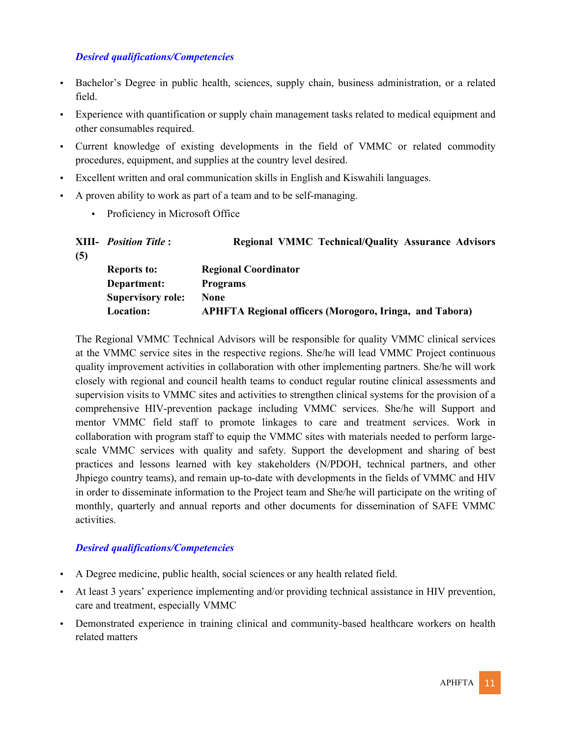***Desired qualifications/Competencies***

- Bachelor's Degree in public health, sciences, supply chain, business administration, or a related field.
- Experience with quantification or supply chain management tasks related to medical equipment and other consumables required.
- Current knowledge of existing developments in the field of VMMC or related commodity procedures, equipment, and supplies at the country level desired.
- Excellent written and oral communication skills in English and Kiswahili languages.
- A proven ability to work as part of a team and to be self-managing.
  - Proficiency in Microsoft Office

**XIII- (5)** ***Position Title*** **:** **Regional VMMC Technical/Quality Assurance Advisors**

**Reports to:** **Regional Coordinator**
**Department:** **Programs**
**Supervisory role:** **None**
**Location:** **APHFTA Regional officers (Morogoro, Iringa, and Tabora)**

The Regional VMMC Technical Advisors will be responsible for quality VMMC clinical services at the VMMC service sites in the respective regions. She/he will lead VMMC Project continuous quality improvement activities in collaboration with other implementing partners. She/he will work closely with regional and council health teams to conduct regular routine clinical assessments and supervision visits to VMMC sites and activities to strengthen clinical systems for the provision of a comprehensive HIV-prevention package including VMMC services. She/he will Support and mentor VMMC field staff to promote linkages to care and treatment services. Work in collaboration with program staff to equip the VMMC sites with materials needed to perform large-scale VMMC services with quality and safety. Support the development and sharing of best practices and lessons learned with key stakeholders (N/PDOH, technical partners, and other Jhpiego country teams), and remain up-to-date with developments in the fields of VMMC and HIV in order to disseminate information to the Project team and She/he will participate on the writing of monthly, quarterly and annual reports and other documents for dissemination of SAFE VMMC activities.

***Desired qualifications/Competencies***

- A Degree medicine, public health, social sciences or any health related field.
- At least 3 years' experience implementing and/or providing technical assistance in HIV prevention, care and treatment, especially VMMC
- Demonstrated experience in training clinical and community-based healthcare workers on health related matters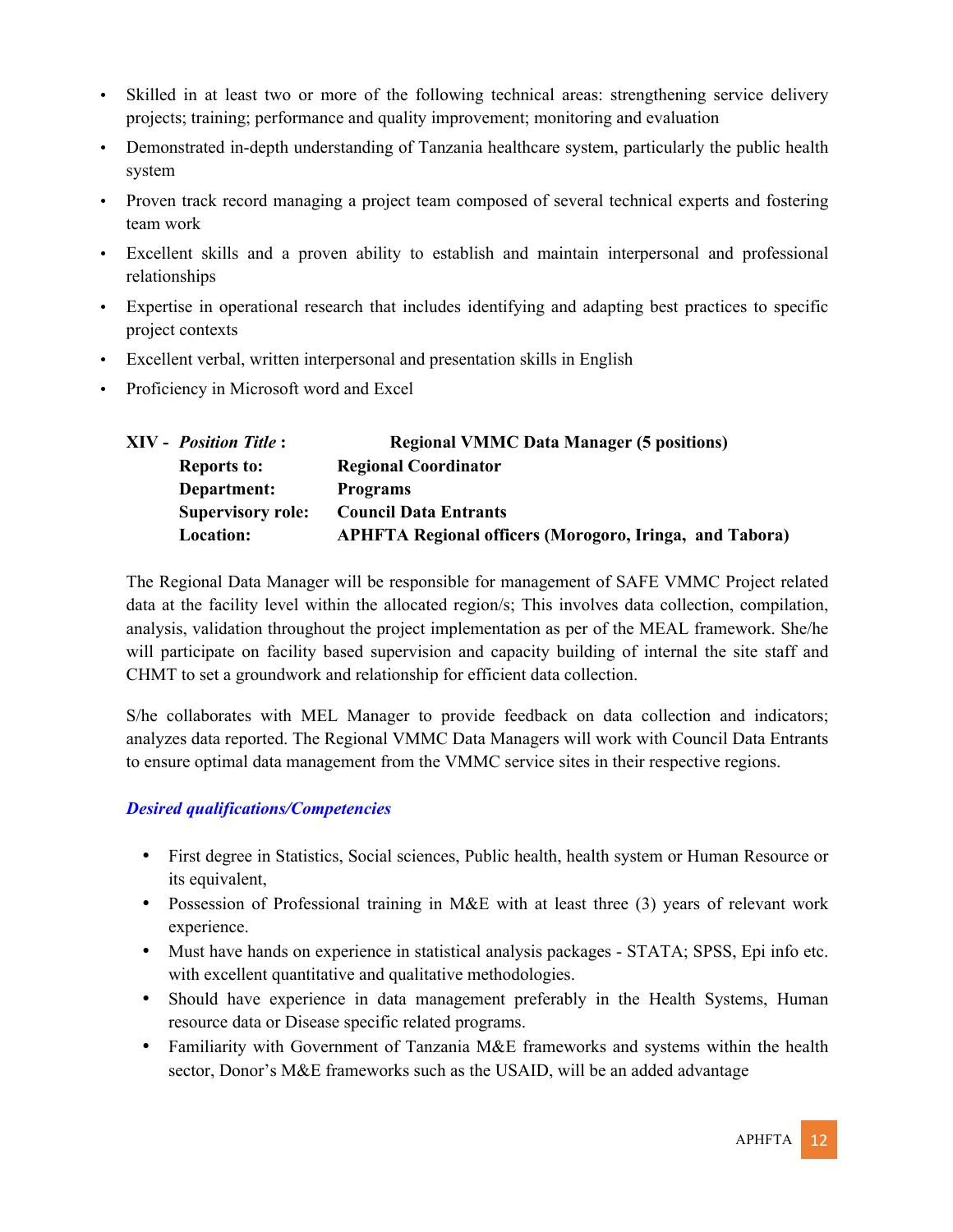- Skilled in at least two or more of the following technical areas: strengthening service delivery projects; training; performance and quality improvement; monitoring and evaluation
- Demonstrated in-depth understanding of Tanzania healthcare system, particularly the public health system
- Proven track record managing a project team composed of several technical experts and fostering team work
- Excellent skills and a proven ability to establish and maintain interpersonal and professional relationships
- Expertise in operational research that includes identifying and adapting best practices to specific project contexts
- Excellent verbal, written interpersonal and presentation skills in English
- Proficiency in Microsoft word and Excel

**XIV -** ***Position Title*** **:** **Regional VMMC Data Manager (5 positions)**

**Reports to:** **Regional Coordinator**

**Department:** **Programs**

**Supervisory role:** **Council Data Entrants**

**Location:** **APHFTA Regional officers (Morogoro, Iringa, and Tabora)**

The Regional Data Manager will be responsible for management of SAFE VMMC Project related data at the facility level within the allocated region/s; This involves data collection, compilation, analysis, validation throughout the project implementation as per of the MEAL framework. She/he will participate on facility based supervision and capacity building of internal the site staff and CHMT to set a groundwork and relationship for efficient data collection.

S/he collaborates with MEL Manager to provide feedback on data collection and indicators; analyzes data reported. The Regional VMMC Data Managers will work with Council Data Entrants to ensure optimal data management from the VMMC service sites in their respective regions.

***Desired qualifications/Competencies***

- First degree in Statistics, Social sciences, Public health, health system or Human Resource or its equivalent,
- Possession of Professional training in M&E with at least three (3) years of relevant work experience.
- Must have hands on experience in statistical analysis packages - STATA; SPSS, Epi info etc. with excellent quantitative and qualitative methodologies.
- Should have experience in data management preferably in the Health Systems, Human resource data or Disease specific related programs.
- Familiarity with Government of Tanzania M&E frameworks and systems within the health sector, Donor's M&E frameworks such as the USAID, will be an added advantage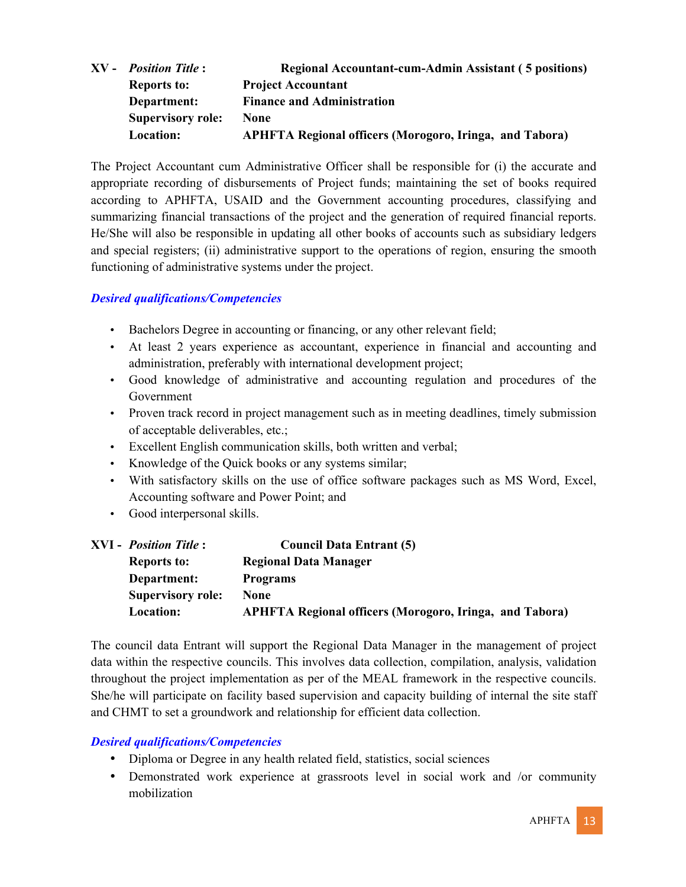**XV -** ***Position Title* : Regional Accountant-cum-Admin Assistant ( 5 positions)**
**Reports to: Project Accountant**
**Department: Finance and Administration**
**Supervisory role: None**
**Location: APHFTA Regional officers (Morogoro, Iringa, and Tabora)**

The Project Accountant cum Administrative Officer shall be responsible for (i) the accurate and appropriate recording of disbursements of Project funds; maintaining the set of books required according to APHFTA, USAID and the Government accounting procedures, classifying and summarizing financial transactions of the project and the generation of required financial reports. He/She will also be responsible in updating all other books of accounts such as subsidiary ledgers and special registers; (ii) administrative support to the operations of region, ensuring the smooth functioning of administrative systems under the project.

***Desired qualifications/Competencies***

- Bachelors Degree in accounting or financing, or any other relevant field;
- At least 2 years experience as accountant, experience in financial and accounting and administration, preferably with international development project;
- Good knowledge of administrative and accounting regulation and procedures of the Government
- Proven track record in project management such as in meeting deadlines, timely submission of acceptable deliverables, etc.;
- Excellent English communication skills, both written and verbal;
- Knowledge of the Quick books or any systems similar;
- With satisfactory skills on the use of office software packages such as MS Word, Excel, Accounting software and Power Point; and
- Good interpersonal skills.

**XVI -** ***Position Title* : Council Data Entrant (5)**
**Reports to: Regional Data Manager**
**Department: Programs**
**Supervisory role: None**
**Location: APHFTA Regional officers (Morogoro, Iringa, and Tabora)**

The council data Entrant will support the Regional Data Manager in the management of project data within the respective councils. This involves data collection, compilation, analysis, validation throughout the project implementation as per of the MEAL framework in the respective councils. She/he will participate on facility based supervision and capacity building of internal the site staff and CHMT to set a groundwork and relationship for efficient data collection.

***Desired qualifications/Competencies***

- Diploma or Degree in any health related field, statistics, social sciences
- Demonstrated work experience at grassroots level in social work and /or community mobilization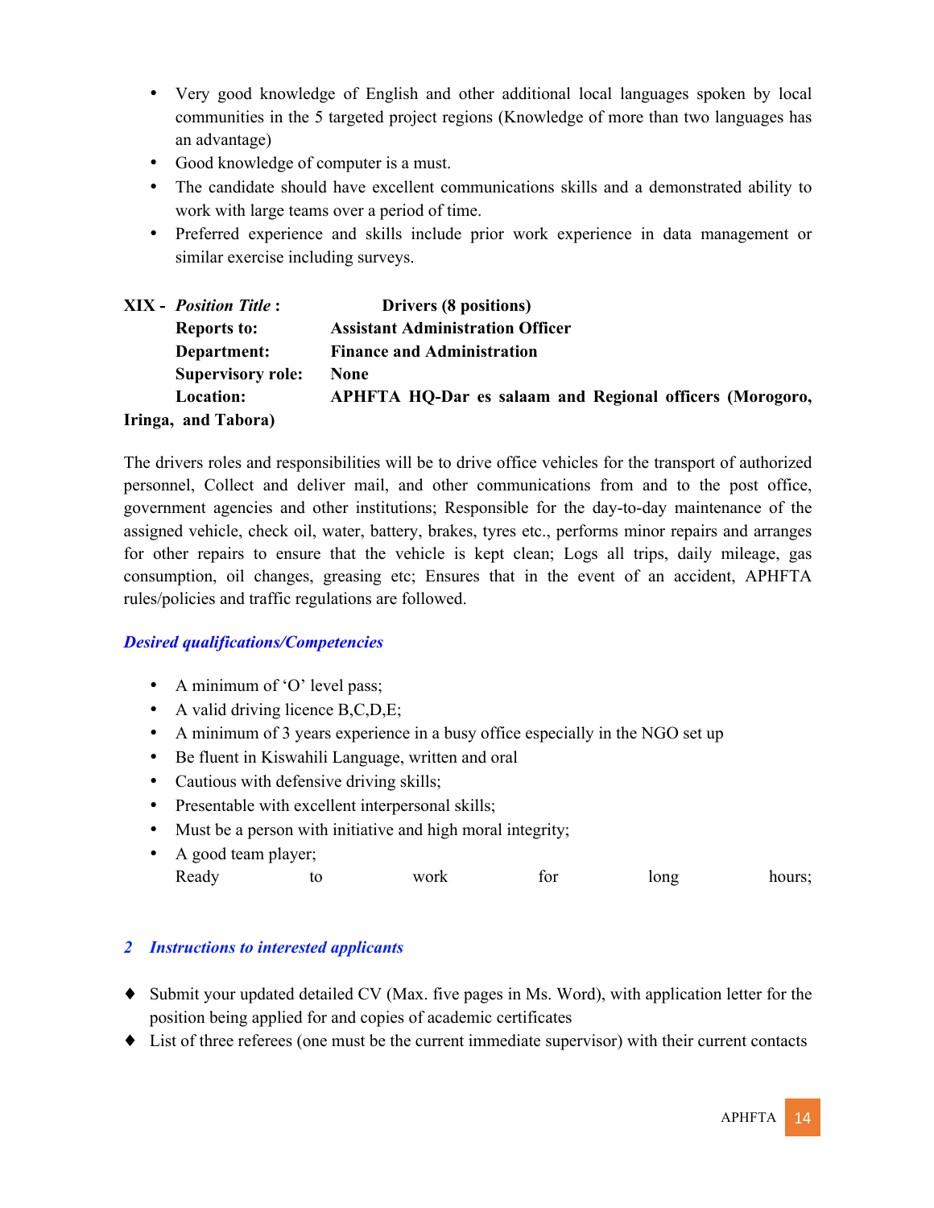- Very good knowledge of English and other additional local languages spoken by local communities in the 5 targeted project regions (Knowledge of more than two languages has an advantage)
- Good knowledge of computer is a must.
- The candidate should have excellent communications skills and a demonstrated ability to work with large teams over a period of time.
- Preferred experience and skills include prior work experience in data management or similar exercise including surveys.

**XIX -** ***Position Title*** **: Drivers (8 positions)**

**Reports to: Assistant Administration Officer**

**Department: Finance and Administration**

**Supervisory role: None**

**Location: APHFTA HQ-Dar es salaam and Regional officers (Morogoro, Iringa, and Tabora)**

The drivers roles and responsibilities will be to drive office vehicles for the transport of authorized personnel, Collect and deliver mail, and other communications from and to the post office, government agencies and other institutions; Responsible for the day-to-day maintenance of the assigned vehicle, check oil, water, battery, brakes, tyres etc., performs minor repairs and arranges for other repairs to ensure that the vehicle is kept clean; Logs all trips, daily mileage, gas consumption, oil changes, greasing etc; Ensures that in the event of an accident, APHFTA rules/policies and traffic regulations are followed.

***Desired qualifications/Competencies***

- A minimum of 'O' level pass;
- A valid driving licence B,C,D,E;
- A minimum of 3 years experience in a busy office especially in the NGO set up
- Be fluent in Kiswahili Language, written and oral
- Cautious with defensive driving skills;
- Presentable with excellent interpersonal skills;
- Must be a person with initiative and high moral integrity;
- A good team player;
  Ready to work for long hours;

## *2 Instructions to interested applicants*

- Submit your updated detailed CV (Max. five pages in Ms. Word), with application letter for the position being applied for and copies of academic certificates
- List of three referees (one must be the current immediate supervisor) with their current contacts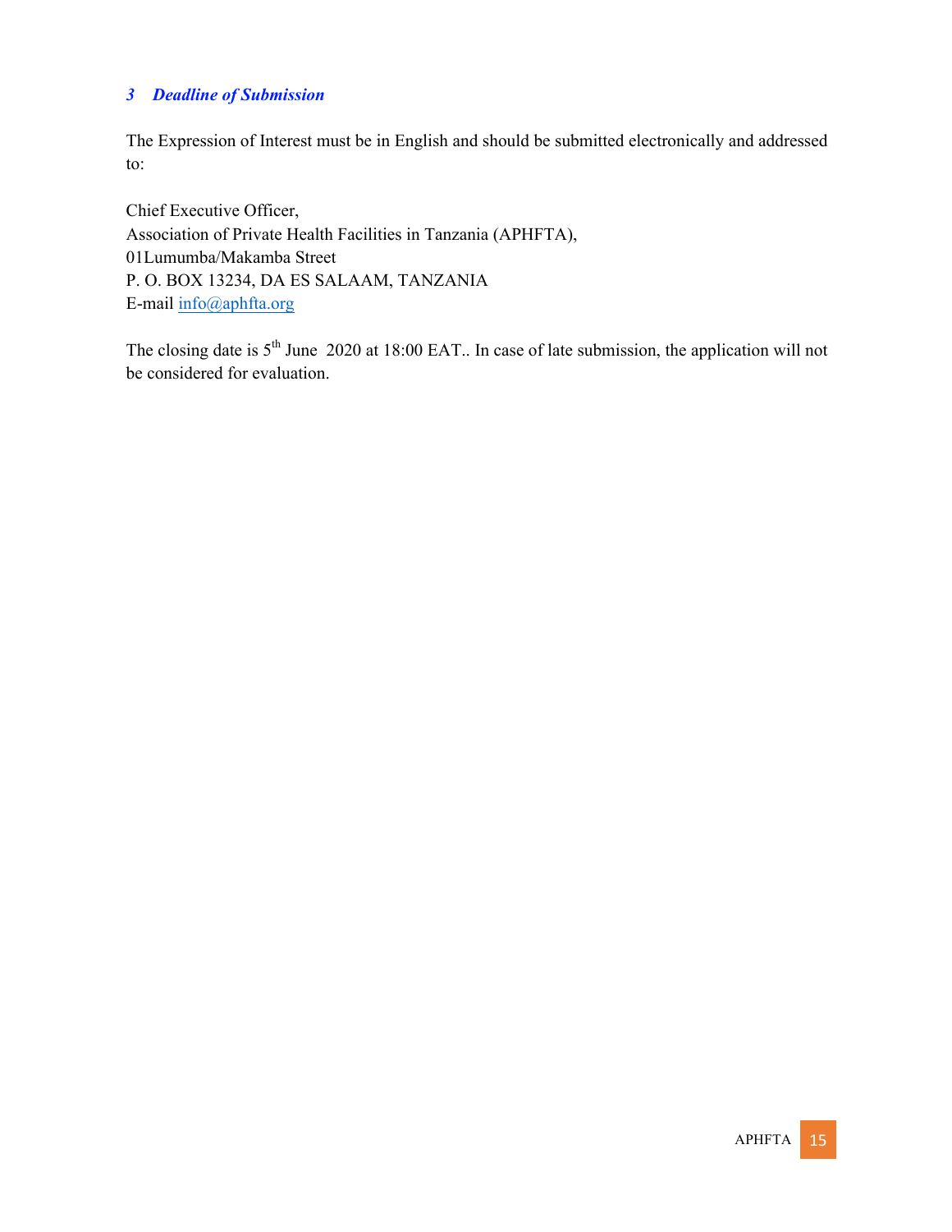### *3 Deadline of Submission*

The Expression of Interest must be in English and should be submitted electronically and addressed to:

Chief Executive Officer,  
Association of Private Health Facilities in Tanzania (APHFTA),  
01Lumumba/Makamba Street  
P. O. BOX 13234, DA ES SALAAM, TANZANIA  
E-mail info@aphfta.org

The closing date is 5th June 2020 at 18:00 EAT.. In case of late submission, the application will not be considered for evaluation.